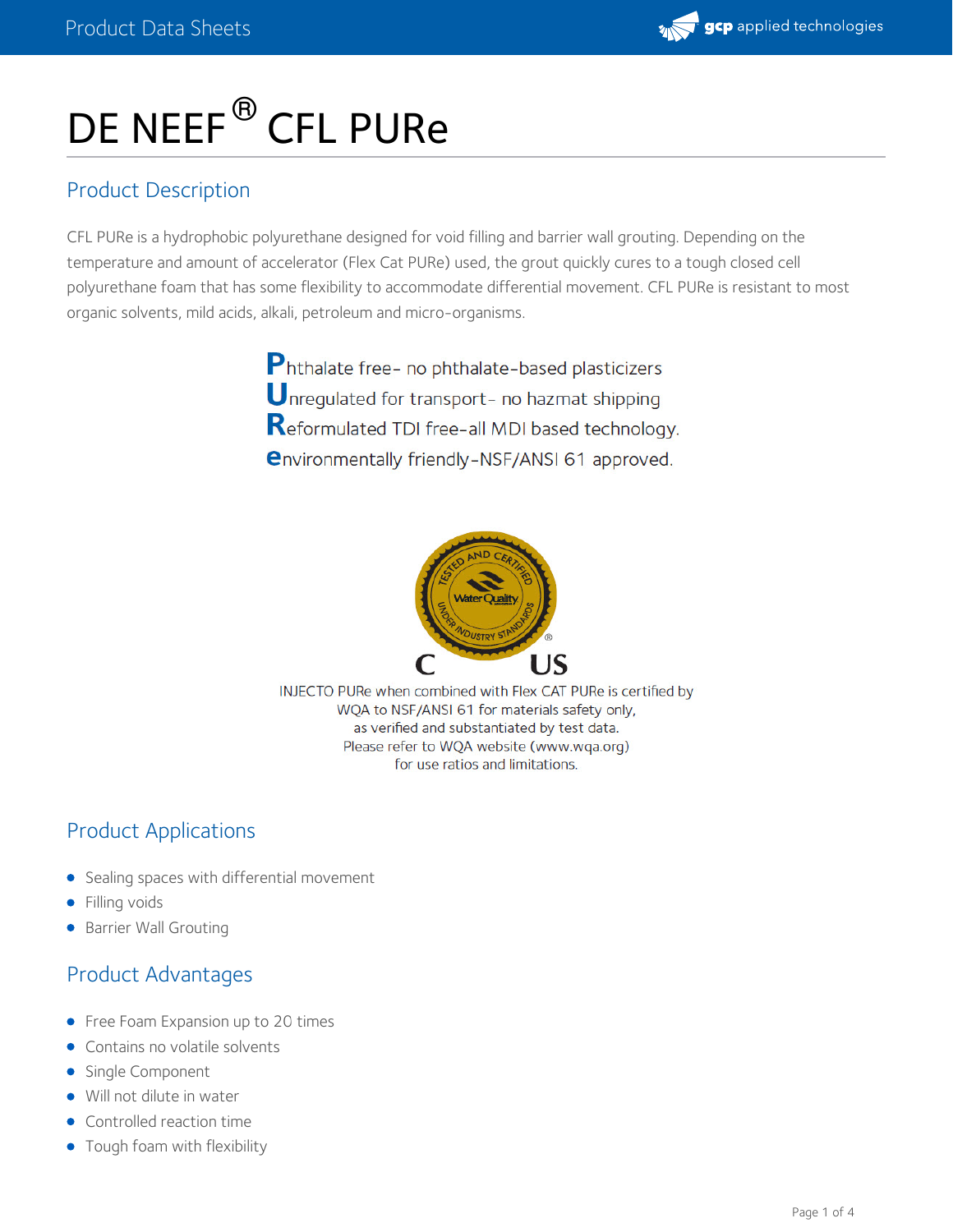# DE NEEF® CFL PURe

## Product Description

CFL PURe is a hydrophobic polyurethane designed for void filling and barrier wall grouting. Depending on the temperature and amount of accelerator (Flex Cat PURe) used, the grout quickly cures to a tough closed cell polyurethane foam that has some flexibility to accommodate differential movement. CFL PURe is resistant to most organic solvents, mild acids, alkali, petroleum and micro-organisms.

**P**hthalate free- no phthalate-based plasticizers
**U**nregulated for transport- no hazmat shipping
**R**eformulated TDI free-all MDI based technology.
**e**nvironmentally friendly-NSF/ANSI 61 approved.

TESTED AND CERTIFIED UNDER INDUSTRY STANDARDS Water Quality®
C US

INJECTO PURe when combined with Flex CAT PURe is certified by WQA to NSF/ANSI 61 for materials safety only, as verified and substantiated by test data. Please refer to WQA website (www.wqa.org) for use ratios and limitations.

## Product Applications

- Sealing spaces with differential movement
- Filling voids
- Barrier Wall Grouting

## Product Advantages

- Free Foam Expansion up to 20 times
- Contains no volatile solvents
- Single Component
- Will not dilute in water
- Controlled reaction time
- Tough foam with flexibility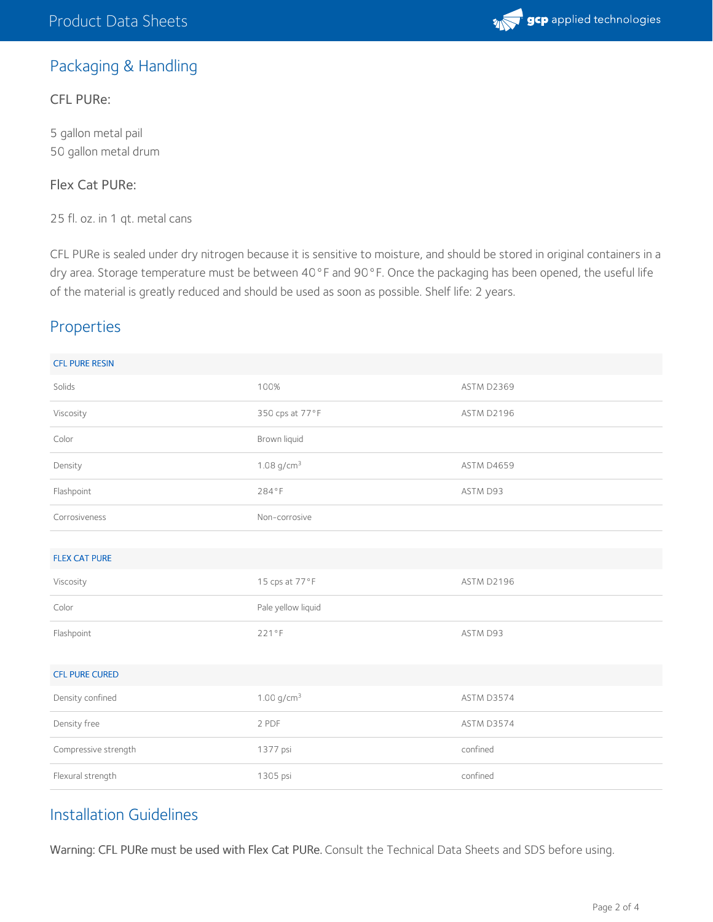## Packaging & Handling

### CFL PURe:

5 gallon metal pail
50 gallon metal drum

### Flex Cat PURe:

25 fl. oz. in 1 qt. metal cans

CFL PURe is sealed under dry nitrogen because it is sensitive to moisture, and should be stored in original containers in a dry area. Storage temperature must be between 40°F and 90°F. Once the packaging has been opened, the useful life of the material is greatly reduced and should be used as soon as possible. Shelf life: 2 years.

## Properties

| CFL PURE RESIN | | |
|---|---|---|
| Solids | 100% | ASTM D2369 |
| Viscosity | 350 cps at 77°F | ASTM D2196 |
| Color | Brown liquid | |
| Density | 1.08 g/cm$^3$ | ASTM D4659 |
| Flashpoint | 284°F | ASTM D93 |
| Corrosiveness | Non-corrosive | |

| FLEX CAT PURE | | |
|---|---|---|
| Viscosity | 15 cps at 77°F | ASTM D2196 |
| Color | Pale yellow liquid | |
| Flashpoint | 221°F | ASTM D93 |

| CFL PURE CURED | | |
|---|---|---|
| Density confined | 1.00 g/cm$^3$ | ASTM D3574 |
| Density free | 2 PDF | ASTM D3574 |
| Compressive strength | 1377 psi | confined |
| Flexural strength | 1305 psi | confined |

## Installation Guidelines

Warning: CFL PURe must be used with Flex Cat PURe. Consult the Technical Data Sheets and SDS before using.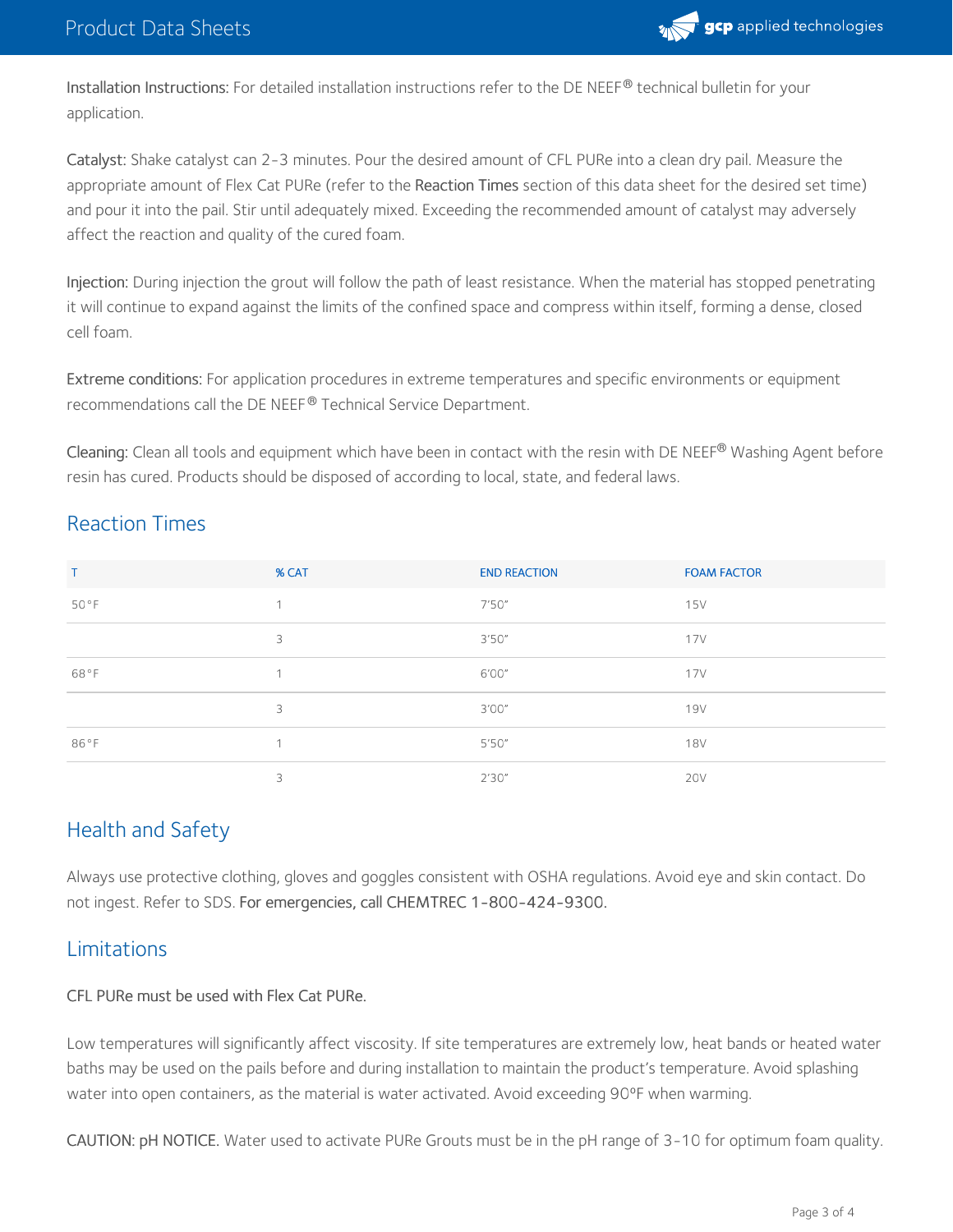**Installation Instructions:** For detailed installation instructions refer to the DE NEEF® technical bulletin for your application.

**Catalyst:** Shake catalyst can 2-3 minutes. Pour the desired amount of CFL PURe into a clean dry pail. Measure the appropriate amount of Flex Cat PURe (refer to the **Reaction Times** section of this data sheet for the desired set time) and pour it into the pail. Stir until adequately mixed. Exceeding the recommended amount of catalyst may adversely affect the reaction and quality of the cured foam.

**Injection:** During injection the grout will follow the path of least resistance. When the material has stopped penetrating it will continue to expand against the limits of the confined space and compress within itself, forming a dense, closed cell foam.

**Extreme conditions:** For application procedures in extreme temperatures and specific environments or equipment recommendations call the DE NEEF® Technical Service Department.

**Cleaning:** Clean all tools and equipment which have been in contact with the resin with DE NEEF® Washing Agent before resin has cured. Products should be disposed of according to local, state, and federal laws.

## Reaction Times

| T | % CAT | END REACTION | FOAM FACTOR |
| --- | --- | --- | --- |
| 50°F | 1 | 7'50" | 15V |
| | 3 | 3'50" | 17V |
| 68°F | 1 | 6'00" | 17V |
| | 3 | 3'00" | 19V |
| 86°F | 1 | 5'50" | 18V |
| | 3 | 2'30" | 20V |

## Health and Safety

Always use protective clothing, gloves and goggles consistent with OSHA regulations. Avoid eye and skin contact. Do not ingest. Refer to SDS. **For emergencies, call CHEMTREC 1-800-424-9300.**

## Limitations

**CFL PURe must be used with Flex Cat PURe.**

Low temperatures will significantly affect viscosity. If site temperatures are extremely low, heat bands or heated water baths may be used on the pails before and during installation to maintain the product's temperature. Avoid splashing water into open containers, as the material is water activated. Avoid exceeding 90°F when warming.

**CAUTION: pH NOTICE.** Water used to activate PURe Grouts must be in the pH range of 3-10 for optimum foam quality.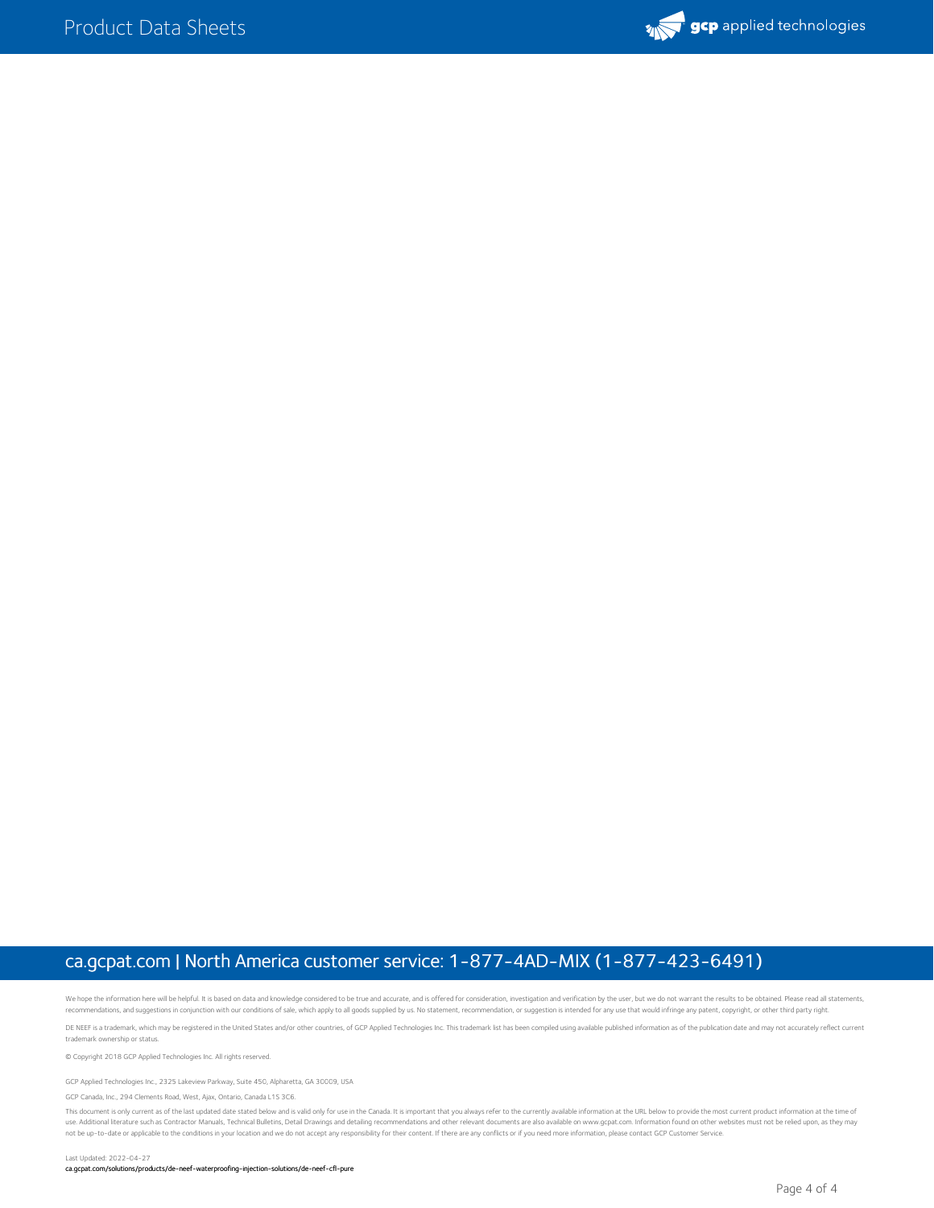ca.gcpat.com | North America customer service: 1-877-4AD-MIX (1-877-423-6491)

We hope the information here will be helpful. It is based on data and knowledge considered to be true and accurate, and is offered for consideration, investigation and verification by the user, but we do not warrant the results to be obtained. Please read all statements, recommendations, and suggestions in conjunction with our conditions of sale, which apply to all goods supplied by us. No statement, recommendation, or suggestion is intended for any use that would infringe any patent, copyright, or other third party right.

DE NEEF is a trademark, which may be registered in the United States and/or other countries, of GCP Applied Technologies Inc. This trademark list has been compiled using available published information as of the publication date and may not accurately reflect current trademark ownership or status.

© Copyright 2018 GCP Applied Technologies Inc. All rights reserved.

GCP Applied Technologies Inc., 2325 Lakeview Parkway, Suite 450, Alpharetta, GA 30009, USA

GCP Canada, Inc., 294 Clements Road, West, Ajax, Ontario, Canada L1S 3C6.

This document is only current as of the last updated date stated below and is valid only for use in the Canada. It is important that you always refer to the currently available information at the URL below to provide the most current product information at the time of use. Additional literature such as Contractor Manuals, Technical Bulletins, Detail Drawings and detailing recommendations and other relevant documents are also available on www.gcpat.com. Information found on other websites must not be relied upon, as they may not be up-to-date or applicable to the conditions in your location and we do not accept any responsibility for their content. If there are any conflicts or if you need more information, please contact GCP Customer Service.

Last Updated: 2022-04-27

ca.gcpat.com/solutions/products/de-neef-waterproofing-injection-solutions/de-neef-cfl-pure